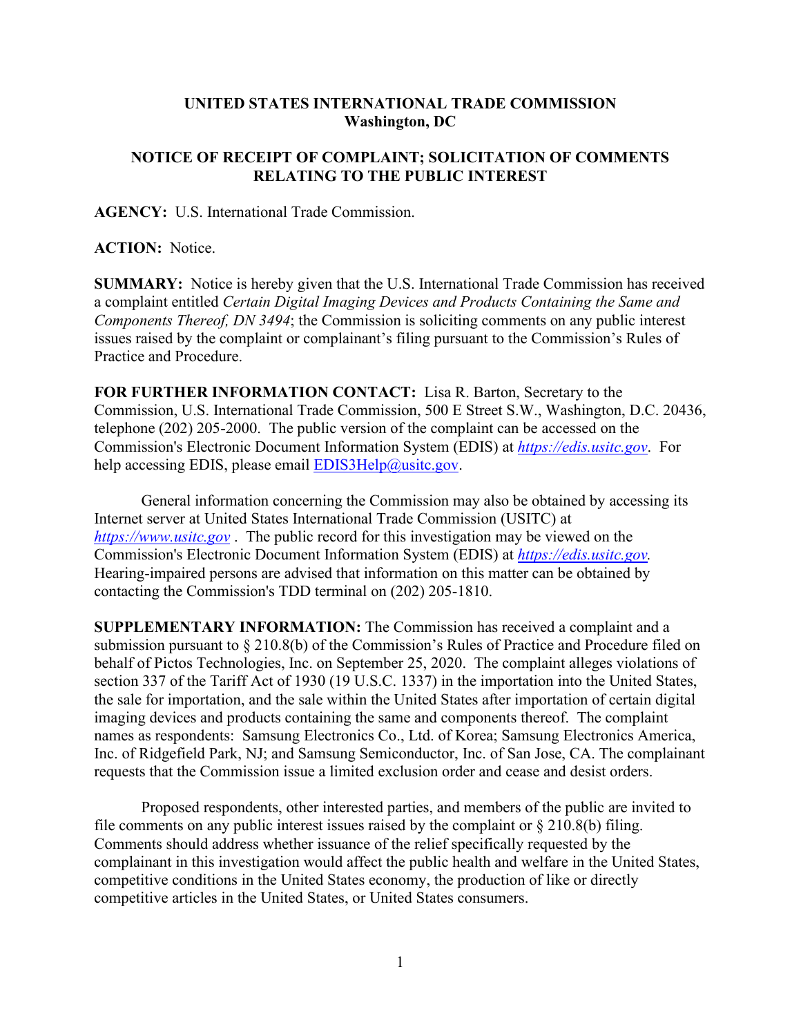**UNITED STATES INTERNATIONAL TRADE COMMISSION**
**Washington, DC**

**NOTICE OF RECEIPT OF COMPLAINT; SOLICITATION OF COMMENTS RELATING TO THE PUBLIC INTEREST**

**AGENCY:** U.S. International Trade Commission.

**ACTION:** Notice.

**SUMMARY:** Notice is hereby given that the U.S. International Trade Commission has received a complaint entitled *Certain Digital Imaging Devices and Products Containing the Same and Components Thereof, DN 3494*; the Commission is soliciting comments on any public interest issues raised by the complaint or complainant's filing pursuant to the Commission's Rules of Practice and Procedure.

**FOR FURTHER INFORMATION CONTACT:** Lisa R. Barton, Secretary to the Commission, U.S. International Trade Commission, 500 E Street S.W., Washington, D.C. 20436, telephone (202) 205-2000. The public version of the complaint can be accessed on the Commission's Electronic Document Information System (EDIS) at *https://edis.usitc.gov*. For help accessing EDIS, please email EDIS3Help@usitc.gov.

General information concerning the Commission may also be obtained by accessing its Internet server at United States International Trade Commission (USITC) at *https://www.usitc.gov* . The public record for this investigation may be viewed on the Commission's Electronic Document Information System (EDIS) at *https://edis.usitc.gov.* Hearing-impaired persons are advised that information on this matter can be obtained by contacting the Commission's TDD terminal on (202) 205-1810.

**SUPPLEMENTARY INFORMATION:** The Commission has received a complaint and a submission pursuant to § 210.8(b) of the Commission's Rules of Practice and Procedure filed on behalf of Pictos Technologies, Inc. on September 25, 2020. The complaint alleges violations of section 337 of the Tariff Act of 1930 (19 U.S.C. 1337) in the importation into the United States, the sale for importation, and the sale within the United States after importation of certain digital imaging devices and products containing the same and components thereof. The complaint names as respondents: Samsung Electronics Co., Ltd. of Korea; Samsung Electronics America, Inc. of Ridgefield Park, NJ; and Samsung Semiconductor, Inc. of San Jose, CA. The complainant requests that the Commission issue a limited exclusion order and cease and desist orders.

Proposed respondents, other interested parties, and members of the public are invited to file comments on any public interest issues raised by the complaint or § 210.8(b) filing. Comments should address whether issuance of the relief specifically requested by the complainant in this investigation would affect the public health and welfare in the United States, competitive conditions in the United States economy, the production of like or directly competitive articles in the United States, or United States consumers.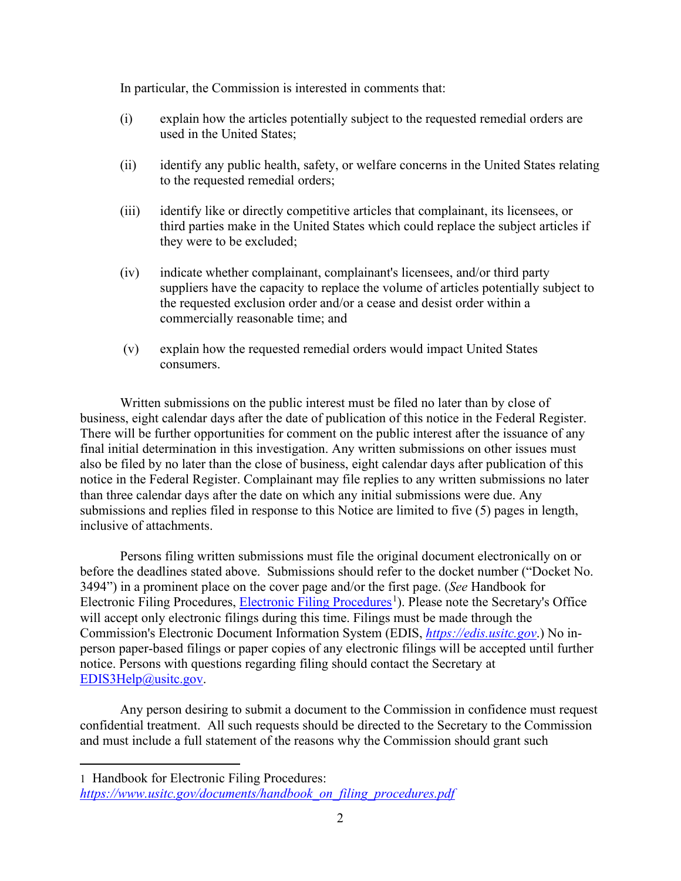In particular, the Commission is interested in comments that:

(i) explain how the articles potentially subject to the requested remedial orders are used in the United States;

(ii) identify any public health, safety, or welfare concerns in the United States relating to the requested remedial orders;

(iii) identify like or directly competitive articles that complainant, its licensees, or third parties make in the United States which could replace the subject articles if they were to be excluded;

(iv) indicate whether complainant, complainant's licensees, and/or third party suppliers have the capacity to replace the volume of articles potentially subject to the requested exclusion order and/or a cease and desist order within a commercially reasonable time; and

(v) explain how the requested remedial orders would impact United States consumers.

Written submissions on the public interest must be filed no later than by close of business, eight calendar days after the date of publication of this notice in the Federal Register. There will be further opportunities for comment on the public interest after the issuance of any final initial determination in this investigation. Any written submissions on other issues must also be filed by no later than the close of business, eight calendar days after publication of this notice in the Federal Register. Complainant may file replies to any written submissions no later than three calendar days after the date on which any initial submissions were due. Any submissions and replies filed in response to this Notice are limited to five (5) pages in length, inclusive of attachments.

Persons filing written submissions must file the original document electronically on or before the deadlines stated above. Submissions should refer to the docket number ("Docket No. 3494") in a prominent place on the cover page and/or the first page. (*See* Handbook for Electronic Filing Procedures, Electronic Filing Procedures[1]). Please note the Secretary's Office will accept only electronic filings during this time. Filings must be made through the Commission's Electronic Document Information System (EDIS, *https://edis.usitc.gov*.) No in-person paper-based filings or paper copies of any electronic filings will be accepted until further notice. Persons with questions regarding filing should contact the Secretary at EDIS3Help@usitc.gov.

Any person desiring to submit a document to the Commission in confidence must request confidential treatment. All such requests should be directed to the Secretary to the Commission and must include a full statement of the reasons why the Commission should grant such

---

1 Handbook for Electronic Filing Procedures: *https://www.usitc.gov/documents/handbook_on_filing_procedures.pdf*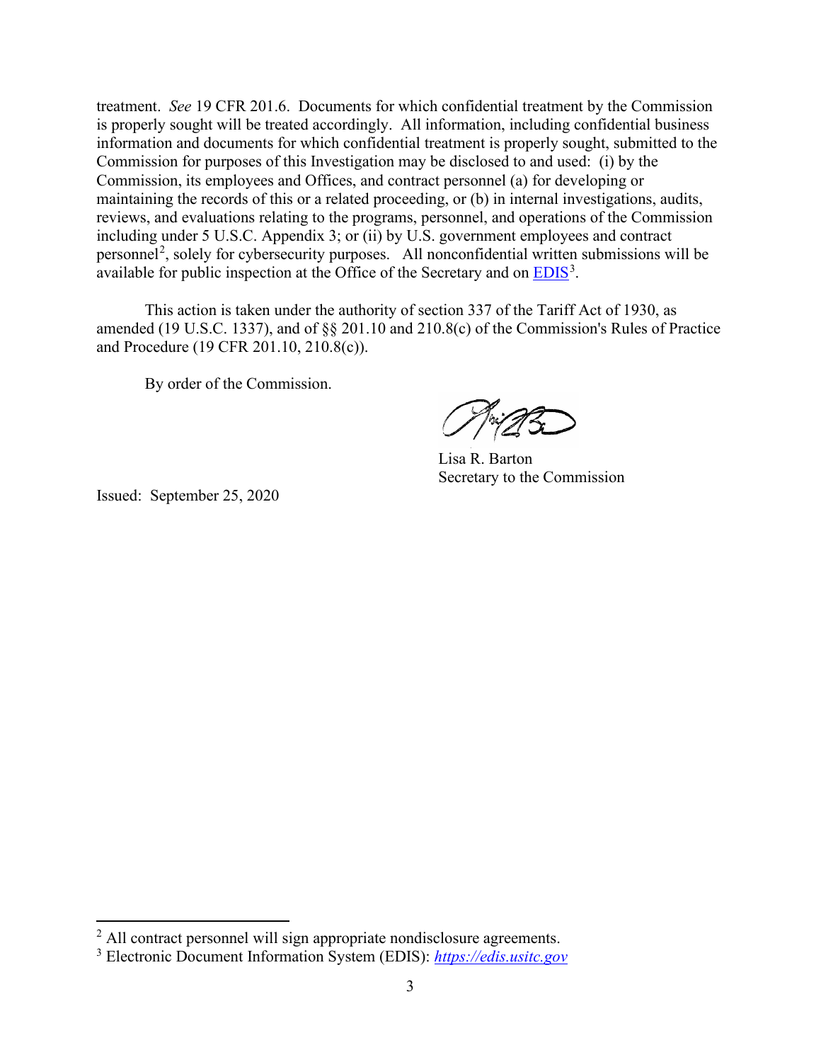treatment. *See* 19 CFR 201.6. Documents for which confidential treatment by the Commission is properly sought will be treated accordingly. All information, including confidential business information and documents for which confidential treatment is properly sought, submitted to the Commission for purposes of this Investigation may be disclosed to and used: (i) by the Commission, its employees and Offices, and contract personnel (a) for developing or maintaining the records of this or a related proceeding, or (b) in internal investigations, audits, reviews, and evaluations relating to the programs, personnel, and operations of the Commission including under 5 U.S.C. Appendix 3; or (ii) by U.S. government employees and contract personnel[2], solely for cybersecurity purposes. All nonconfidential written submissions will be available for public inspection at the Office of the Secretary and on EDIS[3].

This action is taken under the authority of section 337 of the Tariff Act of 1930, as amended (19 U.S.C. 1337), and of §§ 201.10 and 210.8(c) of the Commission's Rules of Practice and Procedure (19 CFR 201.10, 210.8(c)).

By order of the Commission.

Lisa R. Barton
Secretary to the Commission

Issued: September 25, 2020

---

[2] All contract personnel will sign appropriate nondisclosure agreements.

[3] Electronic Document Information System (EDIS): *https://edis.usitc.gov*